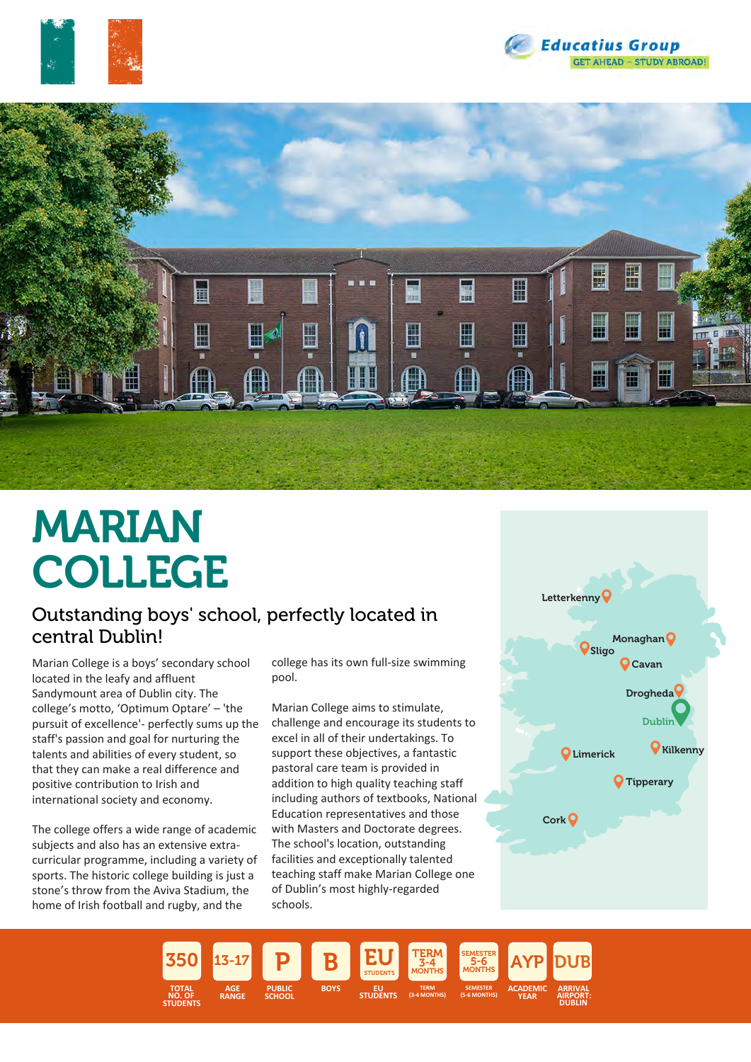Educatius Group
GET AHEAD – STUDY ABROAD!

# MARIAN COLLEGE

## Outstanding boys' school, perfectly located in central Dublin!

Marian College is a boys' secondary school located in the leafy and affluent Sandymount area of Dublin city. The college's motto, 'Optimum Optare' – 'the pursuit of excellence'- perfectly sums up the staff's passion and goal for nurturing the talents and abilities of every student, so that they can make a real difference and positive contribution to Irish and international society and economy.

The college offers a wide range of academic subjects and also has an extensive extra-curricular programme, including a variety of sports. The historic college building is just a stone's throw from the Aviva Stadium, the home of Irish football and rugby, and the college has its own full-size swimming pool.

Marian College aims to stimulate, challenge and encourage its students to excel in all of their undertakings. To support these objectives, a fantastic pastoral care team is provided in addition to high quality teaching staff including authors of textbooks, National Education representatives and those with Masters and Doctorate degrees. The school's location, outstanding facilities and exceptionally talented teaching staff make Marian College one of Dublin's most highly-regarded schools.

Letterkenny, Monaghan, Sligo, Cavan, Drogheda, Dublin, Limerick, Kilkenny, Tipperary, Cork

| 350 | 13-17 | P | B | EU | TERM 3-4 MONTHS | SEMESTER 5-6 MONTHS | AYP | DUB |
|---|---|---|---|---|---|---|---|---|
| TOTAL NO. OF STUDENTS | AGE RANGE | PUBLIC SCHOOL | BOYS | EU STUDENTS | TERM (3-4 MONTHS) | SEMESTER (5-6 MONTHS) | ACADEMIC YEAR | ARRIVAL AIRPORT: DUBLIN |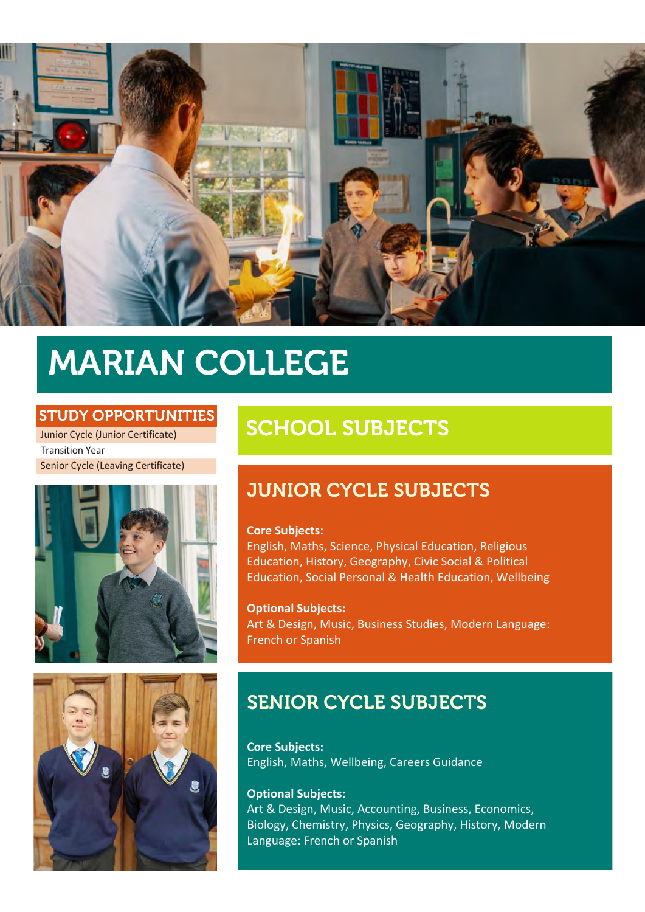# MARIAN COLLEGE

## STUDY OPPORTUNITIES

- Junior Cycle (Junior Certificate)
- Transition Year
- Senior Cycle (Leaving Certificate)

## SCHOOL SUBJECTS

### JUNIOR CYCLE SUBJECTS

**Core Subjects:**
English, Maths, Science, Physical Education, Religious Education, History, Geography, Civic Social & Political Education, Social Personal & Health Education, Wellbeing

**Optional Subjects:**
Art & Design, Music, Business Studies, Modern Language: French or Spanish

### SENIOR CYCLE SUBJECTS

**Core Subjects:**
English, Maths, Wellbeing, Careers Guidance

**Optional Subjects:**
Art & Design, Music, Accounting, Business, Economics, Biology, Chemistry, Physics, Geography, History, Modern Language: French or Spanish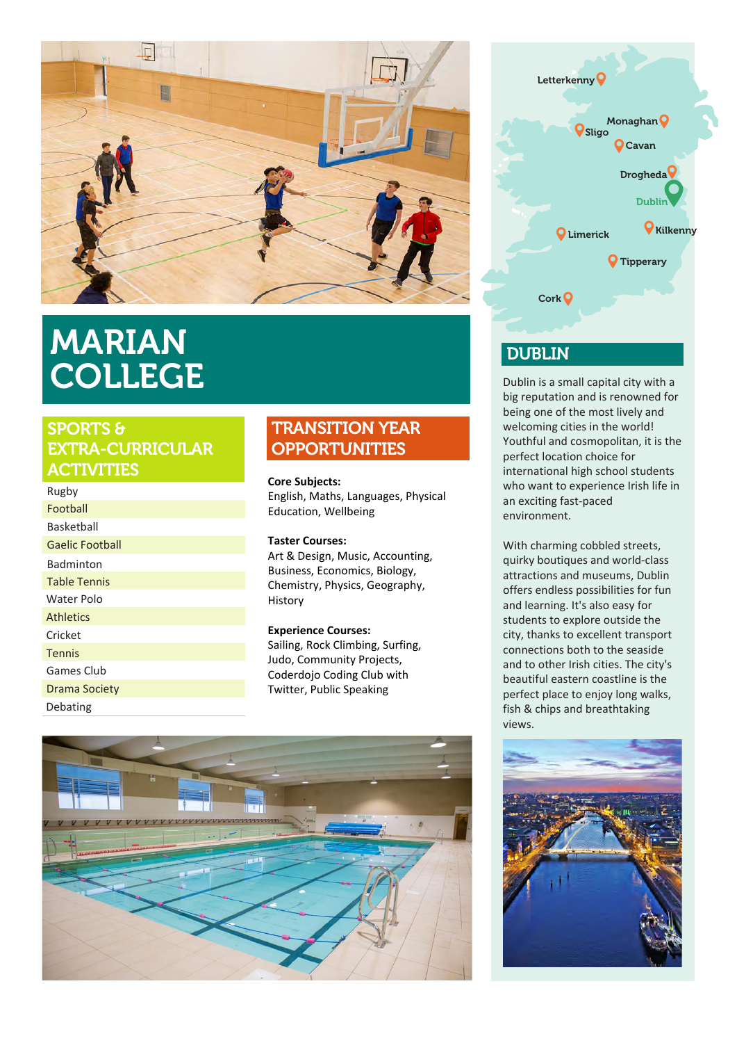# MARIAN COLLEGE

## SPORTS & EXTRA-CURRICULAR ACTIVITIES

| |
|---|
| Rugby |
| Football |
| Basketball |
| Gaelic Football |
| Badminton |
| Table Tennis |
| Water Polo |
| Athletics |
| Cricket |
| Tennis |
| Games Club |
| Drama Society |
| Debating |

## TRANSITION YEAR OPPORTUNITIES

**Core Subjects:**
English, Maths, Languages, Physical Education, Wellbeing

**Taster Courses:**
Art & Design, Music, Accounting, Business, Economics, Biology, Chemistry, Physics, Geography, History

**Experience Courses:**
Sailing, Rock Climbing, Surfing, Judo, Community Projects, Coderdojo Coding Club with Twitter, Public Speaking

Letterkenny
Monaghan
Sligo
Cavan
Drogheda
Dublin
Limerick
Kilkenny
Tipperary
Cork

## DUBLIN

Dublin is a small capital city with a big reputation and is renowned for being one of the most lively and welcoming cities in the world! Youthful and cosmopolitan, it is the perfect location choice for international high school students who want to experience Irish life in an exciting fast-paced environment.

With charming cobbled streets, quirky boutiques and world-class attractions and museums, Dublin offers endless possibilities for fun and learning. It's also easy for students to explore outside the city, thanks to excellent transport connections both to the seaside and to other Irish cities. The city's beautiful eastern coastline is the perfect place to enjoy long walks, fish & chips and breathtaking views.